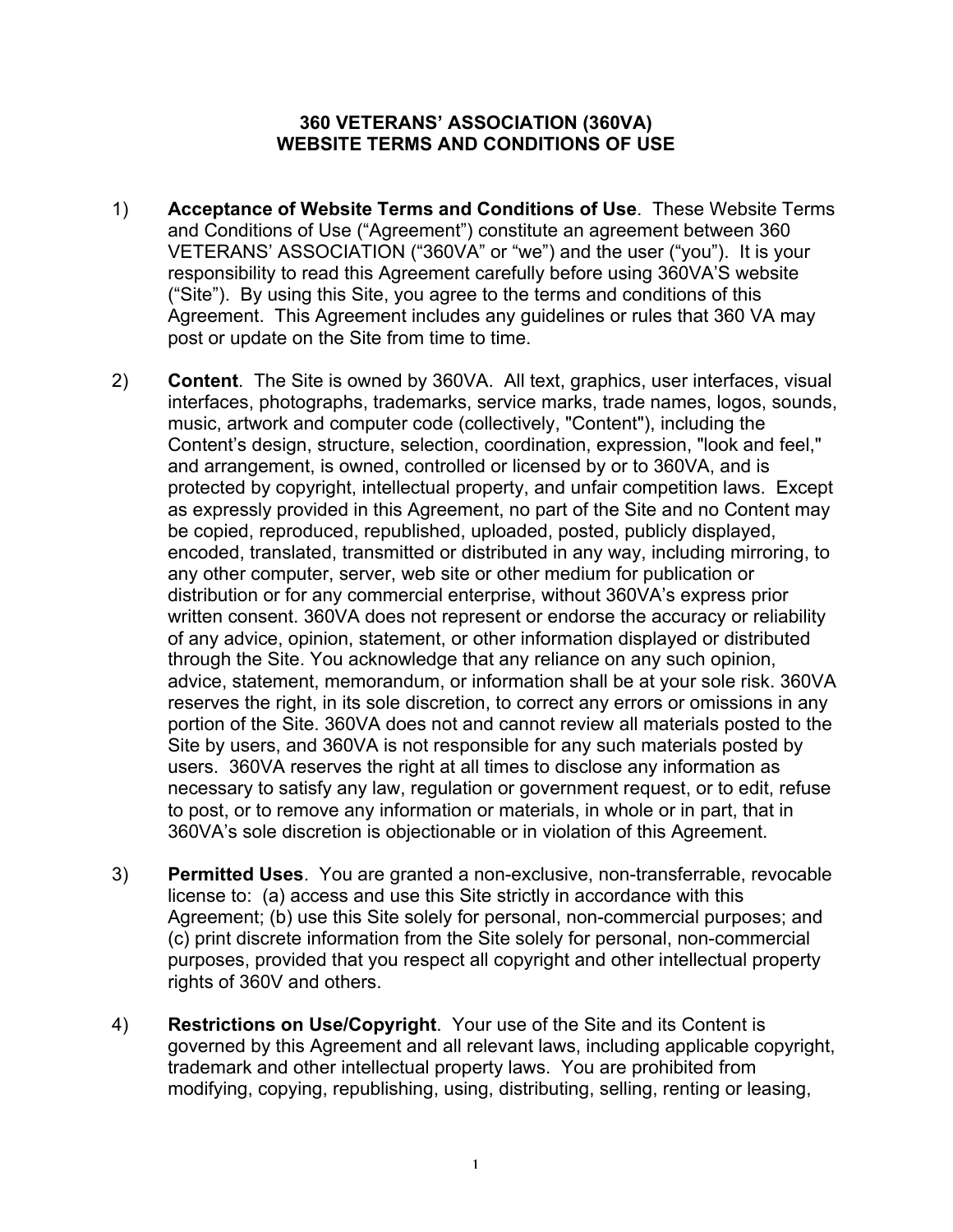# 360 VETERANS' ASSOCIATION (360VA)
# WEBSITE TERMS AND CONDITIONS OF USE

1) **Acceptance of Website Terms and Conditions of Use**. These Website Terms and Conditions of Use ("Agreement") constitute an agreement between 360 VETERANS' ASSOCIATION ("360VA" or "we") and the user ("you"). It is your responsibility to read this Agreement carefully before using 360VA'S website ("Site"). By using this Site, you agree to the terms and conditions of this Agreement. This Agreement includes any guidelines or rules that 360 VA may post or update on the Site from time to time.

2) **Content**. The Site is owned by 360VA. All text, graphics, user interfaces, visual interfaces, photographs, trademarks, service marks, trade names, logos, sounds, music, artwork and computer code (collectively, "Content"), including the Content's design, structure, selection, coordination, expression, "look and feel," and arrangement, is owned, controlled or licensed by or to 360VA, and is protected by copyright, intellectual property, and unfair competition laws. Except as expressly provided in this Agreement, no part of the Site and no Content may be copied, reproduced, republished, uploaded, posted, publicly displayed, encoded, translated, transmitted or distributed in any way, including mirroring, to any other computer, server, web site or other medium for publication or distribution or for any commercial enterprise, without 360VA's express prior written consent. 360VA does not represent or endorse the accuracy or reliability of any advice, opinion, statement, or other information displayed or distributed through the Site. You acknowledge that any reliance on any such opinion, advice, statement, memorandum, or information shall be at your sole risk. 360VA reserves the right, in its sole discretion, to correct any errors or omissions in any portion of the Site. 360VA does not and cannot review all materials posted to the Site by users, and 360VA is not responsible for any such materials posted by users. 360VA reserves the right at all times to disclose any information as necessary to satisfy any law, regulation or government request, or to edit, refuse to post, or to remove any information or materials, in whole or in part, that in 360VA's sole discretion is objectionable or in violation of this Agreement.

3) **Permitted Uses**. You are granted a non-exclusive, non-transferrable, revocable license to: (a) access and use this Site strictly in accordance with this Agreement; (b) use this Site solely for personal, non-commercial purposes; and (c) print discrete information from the Site solely for personal, non-commercial purposes, provided that you respect all copyright and other intellectual property rights of 360V and others.

4) **Restrictions on Use/Copyright**. Your use of the Site and its Content is governed by this Agreement and all relevant laws, including applicable copyright, trademark and other intellectual property laws. You are prohibited from modifying, copying, republishing, using, distributing, selling, renting or leasing,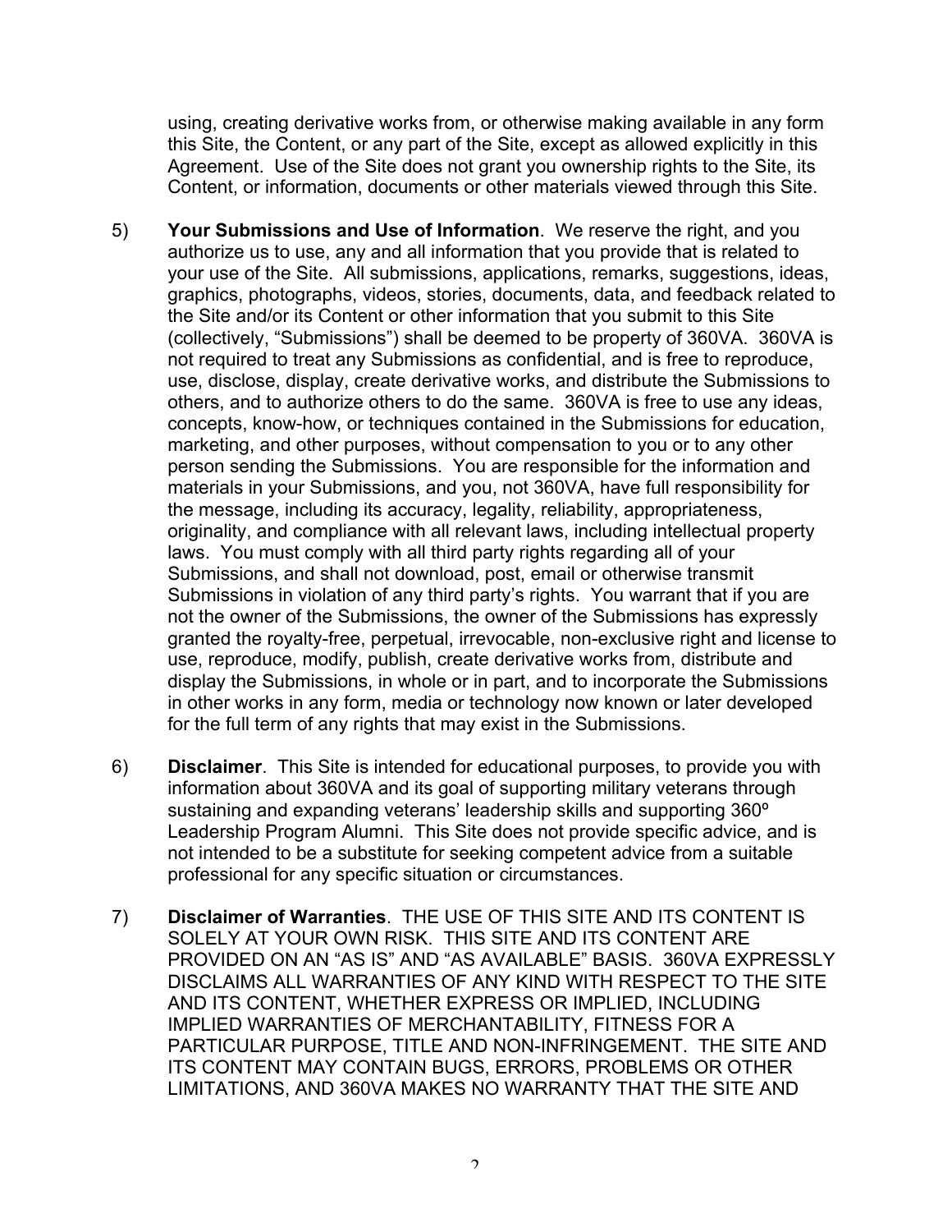using, creating derivative works from, or otherwise making available in any form this Site, the Content, or any part of the Site, except as allowed explicitly in this Agreement. Use of the Site does not grant you ownership rights to the Site, its Content, or information, documents or other materials viewed through this Site.

5) **Your Submissions and Use of Information**. We reserve the right, and you authorize us to use, any and all information that you provide that is related to your use of the Site. All submissions, applications, remarks, suggestions, ideas, graphics, photographs, videos, stories, documents, data, and feedback related to the Site and/or its Content or other information that you submit to this Site (collectively, "Submissions") shall be deemed to be property of 360VA. 360VA is not required to treat any Submissions as confidential, and is free to reproduce, use, disclose, display, create derivative works, and distribute the Submissions to others, and to authorize others to do the same. 360VA is free to use any ideas, concepts, know-how, or techniques contained in the Submissions for education, marketing, and other purposes, without compensation to you or to any other person sending the Submissions. You are responsible for the information and materials in your Submissions, and you, not 360VA, have full responsibility for the message, including its accuracy, legality, reliability, appropriateness, originality, and compliance with all relevant laws, including intellectual property laws. You must comply with all third party rights regarding all of your Submissions, and shall not download, post, email or otherwise transmit Submissions in violation of any third party's rights. You warrant that if you are not the owner of the Submissions, the owner of the Submissions has expressly granted the royalty-free, perpetual, irrevocable, non-exclusive right and license to use, reproduce, modify, publish, create derivative works from, distribute and display the Submissions, in whole or in part, and to incorporate the Submissions in other works in any form, media or technology now known or later developed for the full term of any rights that may exist in the Submissions.

6) **Disclaimer**. This Site is intended for educational purposes, to provide you with information about 360VA and its goal of supporting military veterans through sustaining and expanding veterans' leadership skills and supporting 360º Leadership Program Alumni. This Site does not provide specific advice, and is not intended to be a substitute for seeking competent advice from a suitable professional for any specific situation or circumstances.

7) **Disclaimer of Warranties**. THE USE OF THIS SITE AND ITS CONTENT IS SOLELY AT YOUR OWN RISK. THIS SITE AND ITS CONTENT ARE PROVIDED ON AN "AS IS" AND "AS AVAILABLE" BASIS. 360VA EXPRESSLY DISCLAIMS ALL WARRANTIES OF ANY KIND WITH RESPECT TO THE SITE AND ITS CONTENT, WHETHER EXPRESS OR IMPLIED, INCLUDING IMPLIED WARRANTIES OF MERCHANTABILITY, FITNESS FOR A PARTICULAR PURPOSE, TITLE AND NON-INFRINGEMENT. THE SITE AND ITS CONTENT MAY CONTAIN BUGS, ERRORS, PROBLEMS OR OTHER LIMITATIONS, AND 360VA MAKES NO WARRANTY THAT THE SITE AND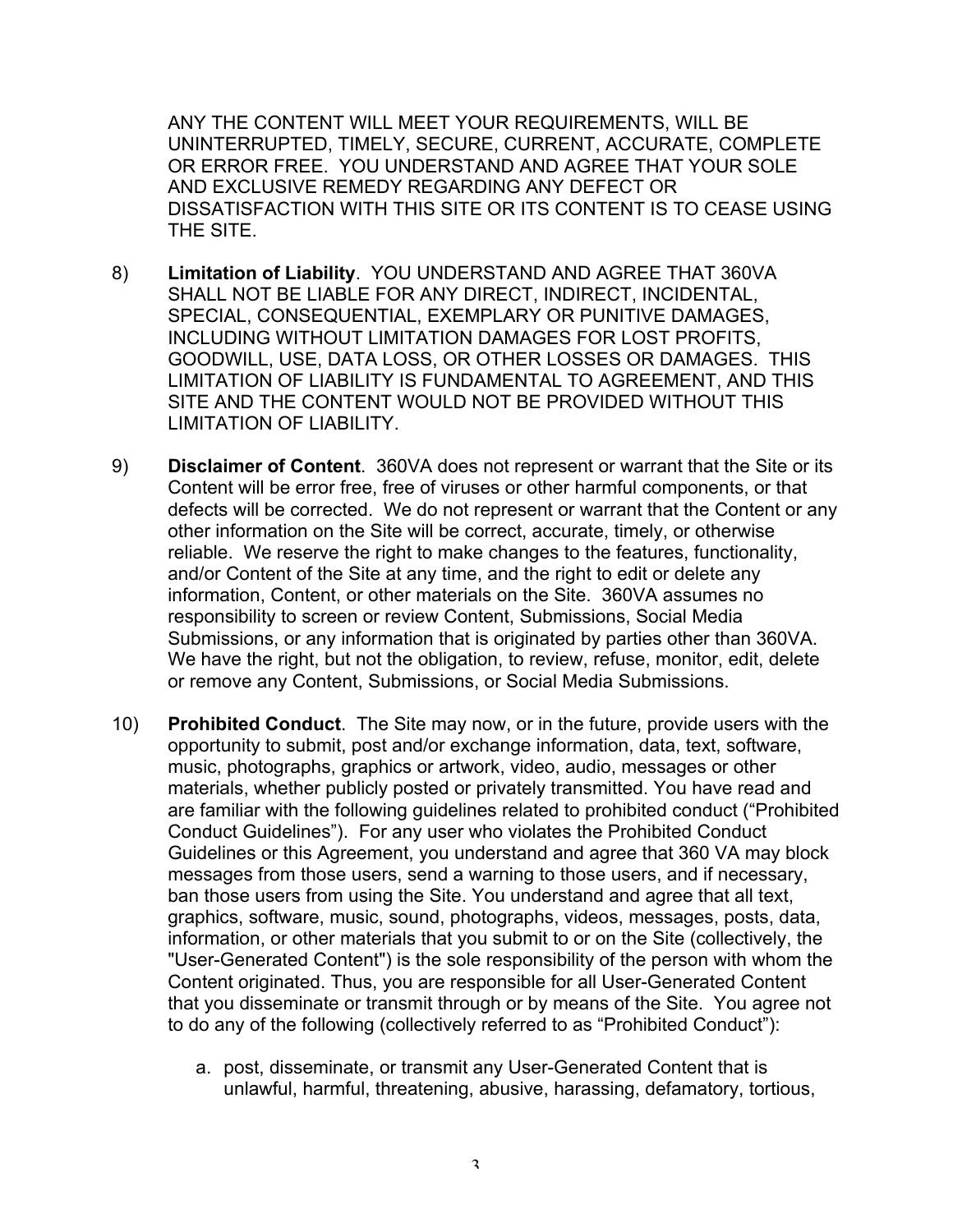ANY THE CONTENT WILL MEET YOUR REQUIREMENTS, WILL BE UNINTERRUPTED, TIMELY, SECURE, CURRENT, ACCURATE, COMPLETE OR ERROR FREE. YOU UNDERSTAND AND AGREE THAT YOUR SOLE AND EXCLUSIVE REMEDY REGARDING ANY DEFECT OR DISSATISFACTION WITH THIS SITE OR ITS CONTENT IS TO CEASE USING THE SITE.

8) **Limitation of Liability**. YOU UNDERSTAND AND AGREE THAT 360VA SHALL NOT BE LIABLE FOR ANY DIRECT, INDIRECT, INCIDENTAL, SPECIAL, CONSEQUENTIAL, EXEMPLARY OR PUNITIVE DAMAGES, INCLUDING WITHOUT LIMITATION DAMAGES FOR LOST PROFITS, GOODWILL, USE, DATA LOSS, OR OTHER LOSSES OR DAMAGES. THIS LIMITATION OF LIABILITY IS FUNDAMENTAL TO AGREEMENT, AND THIS SITE AND THE CONTENT WOULD NOT BE PROVIDED WITHOUT THIS LIMITATION OF LIABILITY.

9) **Disclaimer of Content**. 360VA does not represent or warrant that the Site or its Content will be error free, free of viruses or other harmful components, or that defects will be corrected. We do not represent or warrant that the Content or any other information on the Site will be correct, accurate, timely, or otherwise reliable. We reserve the right to make changes to the features, functionality, and/or Content of the Site at any time, and the right to edit or delete any information, Content, or other materials on the Site. 360VA assumes no responsibility to screen or review Content, Submissions, Social Media Submissions, or any information that is originated by parties other than 360VA. We have the right, but not the obligation, to review, refuse, monitor, edit, delete or remove any Content, Submissions, or Social Media Submissions.

10) **Prohibited Conduct**. The Site may now, or in the future, provide users with the opportunity to submit, post and/or exchange information, data, text, software, music, photographs, graphics or artwork, video, audio, messages or other materials, whether publicly posted or privately transmitted. You have read and are familiar with the following guidelines related to prohibited conduct ("Prohibited Conduct Guidelines"). For any user who violates the Prohibited Conduct Guidelines or this Agreement, you understand and agree that 360 VA may block messages from those users, send a warning to those users, and if necessary, ban those users from using the Site. You understand and agree that all text, graphics, software, music, sound, photographs, videos, messages, posts, data, information, or other materials that you submit to or on the Site (collectively, the "User-Generated Content") is the sole responsibility of the person with whom the Content originated. Thus, you are responsible for all User-Generated Content that you disseminate or transmit through or by means of the Site. You agree not to do any of the following (collectively referred to as "Prohibited Conduct"):

    a. post, disseminate, or transmit any User-Generated Content that is unlawful, harmful, threatening, abusive, harassing, defamatory, tortious,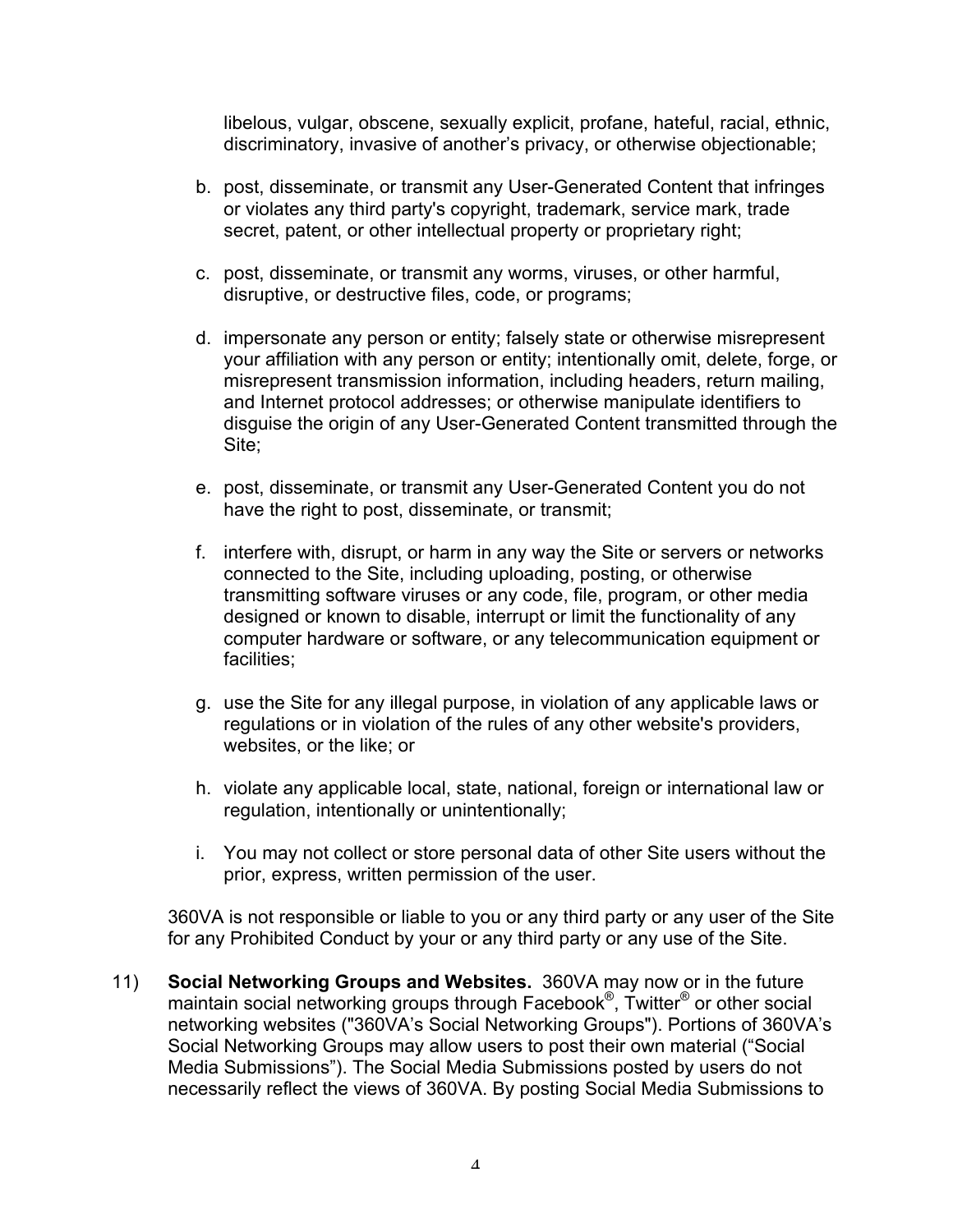libelous, vulgar, obscene, sexually explicit, profane, hateful, racial, ethnic, discriminatory, invasive of another's privacy, or otherwise objectionable;

b. post, disseminate, or transmit any User-Generated Content that infringes or violates any third party's copyright, trademark, service mark, trade secret, patent, or other intellectual property or proprietary right;

c. post, disseminate, or transmit any worms, viruses, or other harmful, disruptive, or destructive files, code, or programs;

d. impersonate any person or entity; falsely state or otherwise misrepresent your affiliation with any person or entity; intentionally omit, delete, forge, or misrepresent transmission information, including headers, return mailing, and Internet protocol addresses; or otherwise manipulate identifiers to disguise the origin of any User-Generated Content transmitted through the Site;

e. post, disseminate, or transmit any User-Generated Content you do not have the right to post, disseminate, or transmit;

f. interfere with, disrupt, or harm in any way the Site or servers or networks connected to the Site, including uploading, posting, or otherwise transmitting software viruses or any code, file, program, or other media designed or known to disable, interrupt or limit the functionality of any computer hardware or software, or any telecommunication equipment or facilities;

g. use the Site for any illegal purpose, in violation of any applicable laws or regulations or in violation of the rules of any other website's providers, websites, or the like; or

h. violate any applicable local, state, national, foreign or international law or regulation, intentionally or unintentionally;

i. You may not collect or store personal data of other Site users without the prior, express, written permission of the user.

360VA is not responsible or liable to you or any third party or any user of the Site for any Prohibited Conduct by your or any third party or any use of the Site.

11) **Social Networking Groups and Websites.** 360VA may now or in the future maintain social networking groups through Facebook®, Twitter® or other social networking websites ("360VA's Social Networking Groups"). Portions of 360VA's Social Networking Groups may allow users to post their own material ("Social Media Submissions"). The Social Media Submissions posted by users do not necessarily reflect the views of 360VA. By posting Social Media Submissions to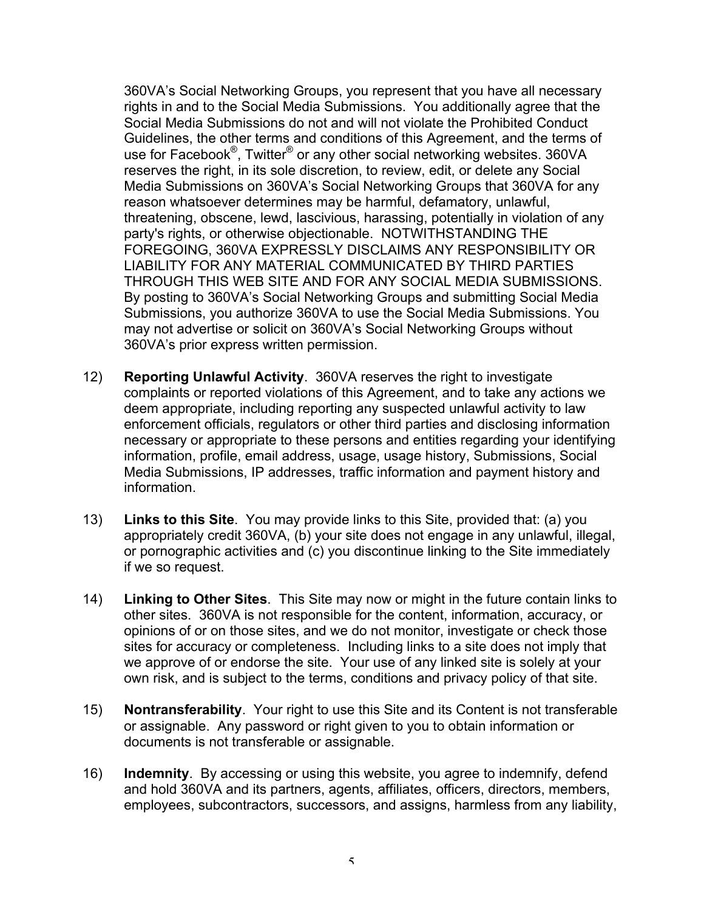360VA's Social Networking Groups, you represent that you have all necessary rights in and to the Social Media Submissions. You additionally agree that the Social Media Submissions do not and will not violate the Prohibited Conduct Guidelines, the other terms and conditions of this Agreement, and the terms of use for Facebook®, Twitter® or any other social networking websites. 360VA reserves the right, in its sole discretion, to review, edit, or delete any Social Media Submissions on 360VA's Social Networking Groups that 360VA for any reason whatsoever determines may be harmful, defamatory, unlawful, threatening, obscene, lewd, lascivious, harassing, potentially in violation of any party's rights, or otherwise objectionable. NOTWITHSTANDING THE FOREGOING, 360VA EXPRESSLY DISCLAIMS ANY RESPONSIBILITY OR LIABILITY FOR ANY MATERIAL COMMUNICATED BY THIRD PARTIES THROUGH THIS WEB SITE AND FOR ANY SOCIAL MEDIA SUBMISSIONS. By posting to 360VA's Social Networking Groups and submitting Social Media Submissions, you authorize 360VA to use the Social Media Submissions. You may not advertise or solicit on 360VA's Social Networking Groups without 360VA's prior express written permission.

12) **Reporting Unlawful Activity**. 360VA reserves the right to investigate complaints or reported violations of this Agreement, and to take any actions we deem appropriate, including reporting any suspected unlawful activity to law enforcement officials, regulators or other third parties and disclosing information necessary or appropriate to these persons and entities regarding your identifying information, profile, email address, usage, usage history, Submissions, Social Media Submissions, IP addresses, traffic information and payment history and information.

13) **Links to this Site**. You may provide links to this Site, provided that: (a) you appropriately credit 360VA, (b) your site does not engage in any unlawful, illegal, or pornographic activities and (c) you discontinue linking to the Site immediately if we so request.

14) **Linking to Other Sites**. This Site may now or might in the future contain links to other sites. 360VA is not responsible for the content, information, accuracy, or opinions of or on those sites, and we do not monitor, investigate or check those sites for accuracy or completeness. Including links to a site does not imply that we approve of or endorse the site. Your use of any linked site is solely at your own risk, and is subject to the terms, conditions and privacy policy of that site.

15) **Nontransferability**. Your right to use this Site and its Content is not transferable or assignable. Any password or right given to you to obtain information or documents is not transferable or assignable.

16) **Indemnity**. By accessing or using this website, you agree to indemnify, defend and hold 360VA and its partners, agents, affiliates, officers, directors, members, employees, subcontractors, successors, and assigns, harmless from any liability,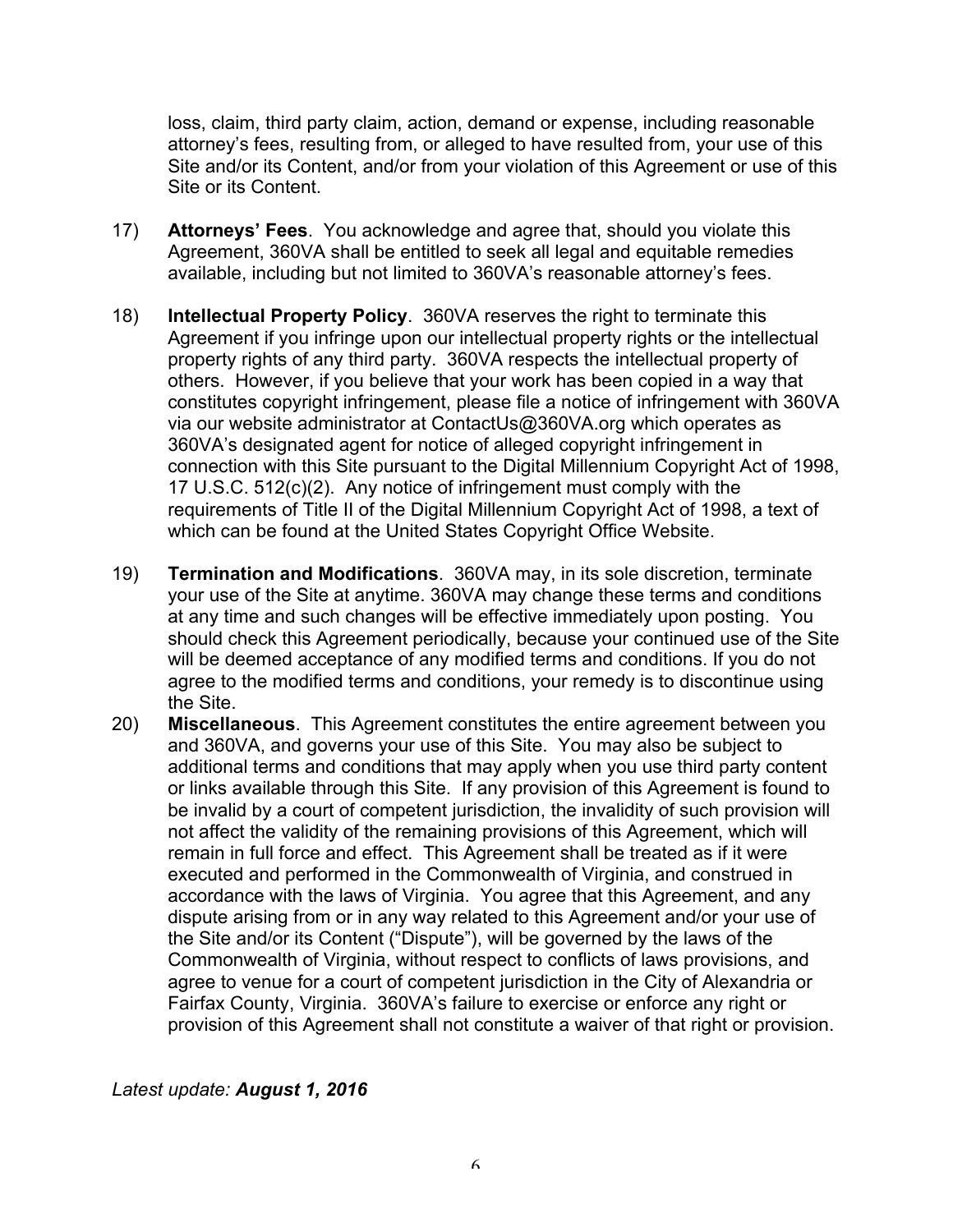loss, claim, third party claim, action, demand or expense, including reasonable attorney's fees, resulting from, or alleged to have resulted from, your use of this Site and/or its Content, and/or from your violation of this Agreement or use of this Site or its Content.

17) **Attorneys' Fees**. You acknowledge and agree that, should you violate this Agreement, 360VA shall be entitled to seek all legal and equitable remedies available, including but not limited to 360VA's reasonable attorney's fees.

18) **Intellectual Property Policy**. 360VA reserves the right to terminate this Agreement if you infringe upon our intellectual property rights or the intellectual property rights of any third party. 360VA respects the intellectual property of others. However, if you believe that your work has been copied in a way that constitutes copyright infringement, please file a notice of infringement with 360VA via our website administrator at ContactUs@360VA.org which operates as 360VA's designated agent for notice of alleged copyright infringement in connection with this Site pursuant to the Digital Millennium Copyright Act of 1998, 17 U.S.C. 512(c)(2). Any notice of infringement must comply with the requirements of Title II of the Digital Millennium Copyright Act of 1998, a text of which can be found at the United States Copyright Office Website.

19) **Termination and Modifications**. 360VA may, in its sole discretion, terminate your use of the Site at anytime. 360VA may change these terms and conditions at any time and such changes will be effective immediately upon posting. You should check this Agreement periodically, because your continued use of the Site will be deemed acceptance of any modified terms and conditions. If you do not agree to the modified terms and conditions, your remedy is to discontinue using the Site.

20) **Miscellaneous**. This Agreement constitutes the entire agreement between you and 360VA, and governs your use of this Site. You may also be subject to additional terms and conditions that may apply when you use third party content or links available through this Site. If any provision of this Agreement is found to be invalid by a court of competent jurisdiction, the invalidity of such provision will not affect the validity of the remaining provisions of this Agreement, which will remain in full force and effect. This Agreement shall be treated as if it were executed and performed in the Commonwealth of Virginia, and construed in accordance with the laws of Virginia. You agree that this Agreement, and any dispute arising from or in any way related to this Agreement and/or your use of the Site and/or its Content ("Dispute"), will be governed by the laws of the Commonwealth of Virginia, without respect to conflicts of laws provisions, and agree to venue for a court of competent jurisdiction in the City of Alexandria or Fairfax County, Virginia. 360VA's failure to exercise or enforce any right or provision of this Agreement shall not constitute a waiver of that right or provision.

*Latest update:* ***August 1, 2016***